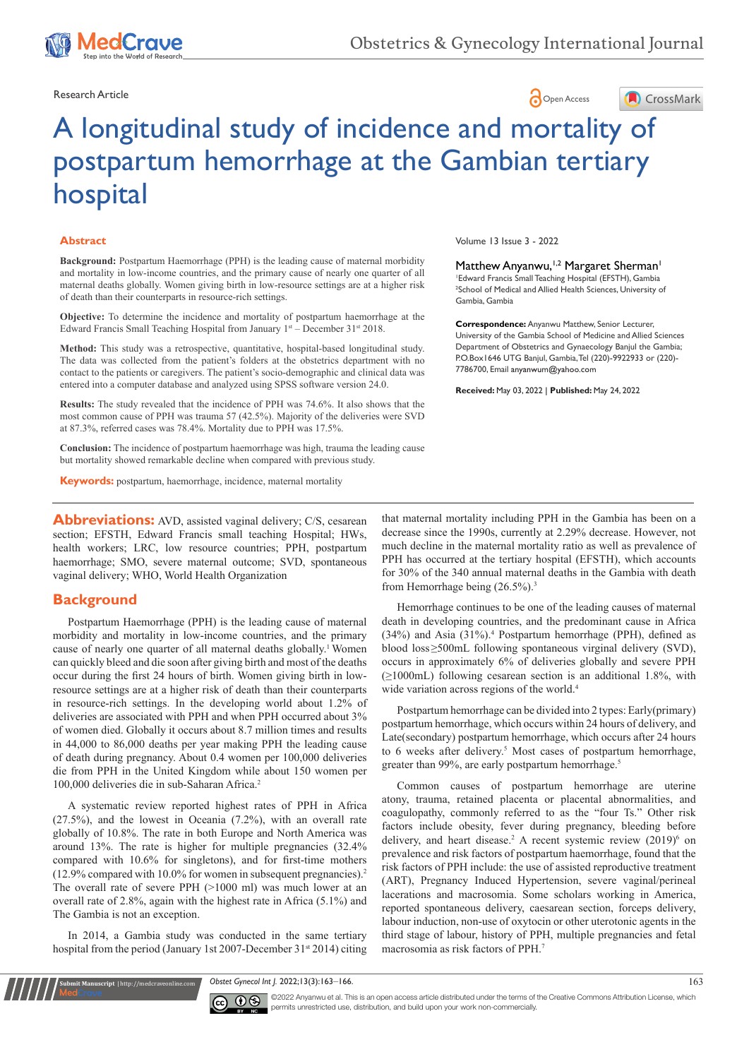Research Article

# A longitudinal study of incidence and mortality of postpartum hemorrhage at the Gambian tertiary hospital

Matthew Anyanwu,[1,2] Margaret Sherman[1]

[1]Edward Francis Small Teaching Hospital (EFSTH), Gambia
[2]School of Medical and Allied Health Sciences, University of Gambia, Gambia

**Correspondence:** Anyanwu Matthew, Senior Lecturer, University of the Gambia School of Medicine and Allied Sciences Department of Obstetrics and Gynaecology Banjul the Gambia; P.O.Box1646 UTG Banjul, Gambia, Tel (220)-9922933 or (220)-7786700, Email anyanwum@yahoo.com

**Received:** May 03, 2022 | **Published:** May 24, 2022

## Abstract

**Background:** Postpartum Haemorrhage (PPH) is the leading cause of maternal morbidity and mortality in low-income countries, and the primary cause of nearly one quarter of all maternal deaths globally. Women giving birth in low-resource settings are at a higher risk of death than their counterparts in resource-rich settings.

**Objective:** To determine the incidence and mortality of postpartum haemorrhage at the Edward Francis Small Teaching Hospital from January 1st – December 31st 2018.

**Method:** This study was a retrospective, quantitative, hospital-based longitudinal study. The data was collected from the patient's folders at the obstetrics department with no contact to the patients or caregivers. The patient's socio-demographic and clinical data was entered into a computer database and analyzed using SPSS software version 24.0.

**Results:** The study revealed that the incidence of PPH was 74.6%. It also shows that the most common cause of PPH was trauma 57 (42.5%). Majority of the deliveries were SVD at 87.3%, referred cases was 78.4%. Mortality due to PPH was 17.5%.

**Conclusion:** The incidence of postpartum haemorrhage was high, trauma the leading cause but mortality showed remarkable decline when compared with previous study.

**Keywords:** postpartum, haemorrhage, incidence, maternal mortality

## Abbreviations

AVD, assisted vaginal delivery; C/S, cesarean section; EFSTH, Edward Francis small teaching Hospital; HWs, health workers; LRC, low resource countries; PPH, postpartum haemorrhage; SMO, severe maternal outcome; SVD, spontaneous vaginal delivery; WHO, World Health Organization

## Background

Postpartum Haemorrhage (PPH) is the leading cause of maternal morbidity and mortality in low-income countries, and the primary cause of nearly one quarter of all maternal deaths globally.[1] Women can quickly bleed and die soon after giving birth and most of the deaths occur during the first 24 hours of birth. Women giving birth in low-resource settings are at a higher risk of death than their counterparts in resource-rich settings. In the developing world about 1.2% of deliveries are associated with PPH and when PPH occurred about 3% of women died. Globally it occurs about 8.7 million times and results in 44,000 to 86,000 deaths per year making PPH the leading cause of death during pregnancy. About 0.4 women per 100,000 deliveries die from PPH in the United Kingdom while about 150 women per 100,000 deliveries die in sub-Saharan Africa.[2]

A systematic review reported highest rates of PPH in Africa (27.5%), and the lowest in Oceania (7.2%), with an overall rate globally of 10.8%. The rate in both Europe and North America was around 13%. The rate is higher for multiple pregnancies (32.4% compared with 10.6% for singletons), and for first-time mothers (12.9% compared with 10.0% for women in subsequent pregnancies).[2] The overall rate of severe PPH (>1000 ml) was much lower at an overall rate of 2.8%, again with the highest rate in Africa (5.1%) and The Gambia is not an exception.

In 2014, a Gambia study was conducted in the same tertiary hospital from the period (January 1st 2007-December 31st 2014) citing that maternal mortality including PPH in the Gambia has been on a decrease since the 1990s, currently at 2.29% decrease. However, not much decline in the maternal mortality ratio as well as prevalence of PPH has occurred at the tertiary hospital (EFSTH), which accounts for 30% of the 340 annual maternal deaths in the Gambia with death from Hemorrhage being (26.5%).[3]

Hemorrhage continues to be one of the leading causes of maternal death in developing countries, and the predominant cause in Africa (34%) and Asia (31%).[4] Postpartum hemorrhage (PPH), defined as blood loss≥500mL following spontaneous virginal delivery (SVD), occurs in approximately 6% of deliveries globally and severe PPH (≥1000mL) following cesarean section is an additional 1.8%, with wide variation across regions of the world.[4]

Postpartum hemorrhage can be divided into 2 types: Early(primary) postpartum hemorrhage, which occurs within 24 hours of delivery, and Late(secondary) postpartum hemorrhage, which occurs after 24 hours to 6 weeks after delivery.[5] Most cases of postpartum hemorrhage, greater than 99%, are early postpartum hemorrhage.[5]

Common causes of postpartum hemorrhage are uterine atony, trauma, retained placenta or placental abnormalities, and coagulopathy, commonly referred to as the "four Ts." Other risk factors include obesity, fever during pregnancy, bleeding before delivery, and heart disease.[2] A recent systemic review (2019)[6] on prevalence and risk factors of postpartum haemorrhage, found that the risk factors of PPH include: the use of assisted reproductive treatment (ART), Pregnancy Induced Hypertension, severe vaginal/perineal lacerations and macrosomia. Some scholars working in America, reported spontaneous delivery, caesarean section, forceps delivery, labour induction, non-use of oxytocin or other uterotonic agents in the third stage of labour, history of PPH, multiple pregnancies and fetal macrosomia as risk factors of PPH.[7]

©2022 Anyanwu et al. This is an open access article distributed under the terms of the Creative Commons Attribution License, which permits unrestricted use, distribution, and build upon your work non-commercially.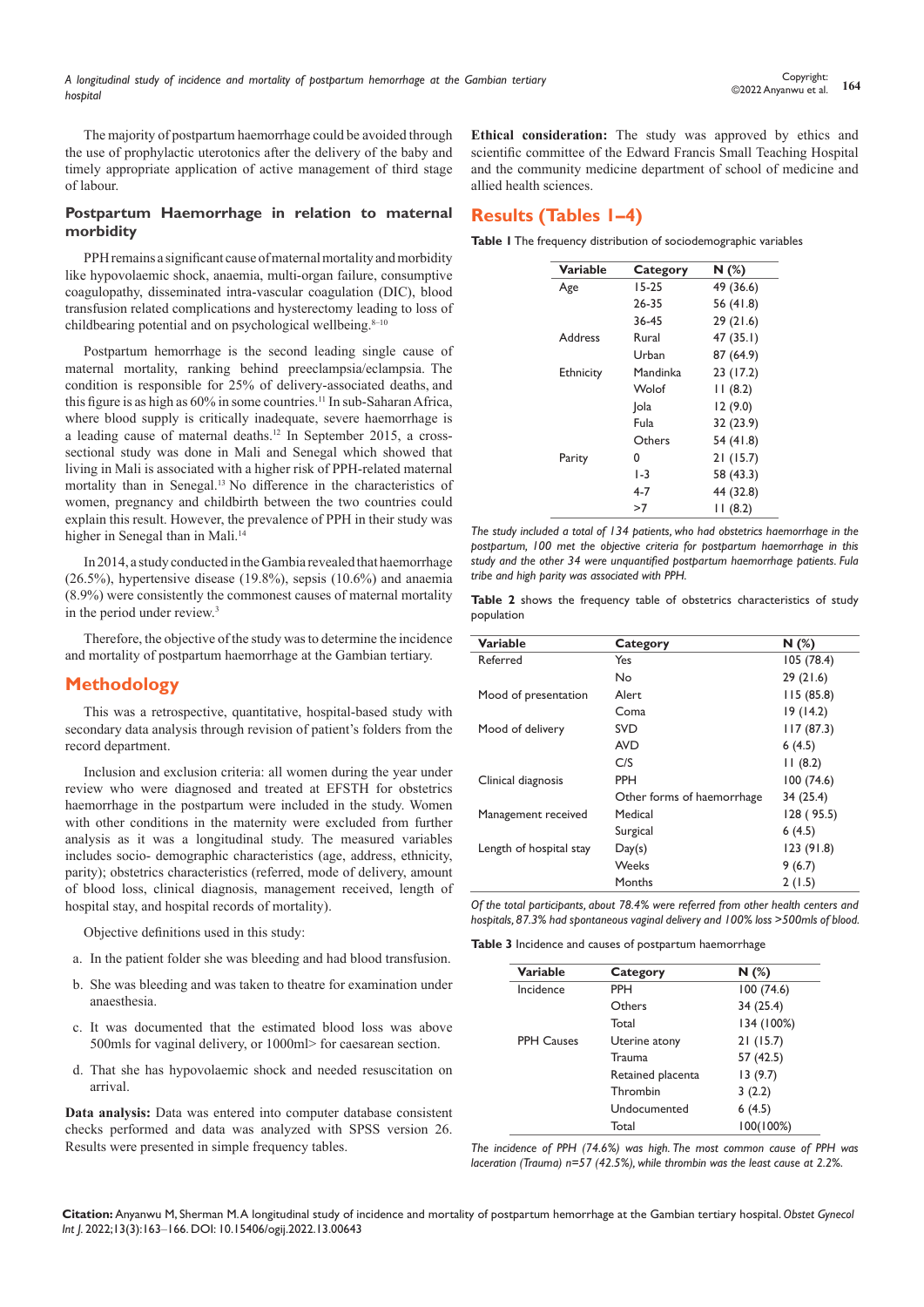The majority of postpartum haemorrhage could be avoided through the use of prophylactic uterotonics after the delivery of the baby and timely appropriate application of active management of third stage of labour.

### Postpartum Haemorrhage in relation to maternal morbidity

PPH remains a significant cause of maternal mortality and morbidity like hypovolaemic shock, anaemia, multi-organ failure, consumptive coagulopathy, disseminated intra-vascular coagulation (DIC), blood transfusion related complications and hysterectomy leading to loss of childbearing potential and on psychological wellbeing.[8–10]

Postpartum hemorrhage is the second leading single cause of maternal mortality, ranking behind preeclampsia/eclampsia. The condition is responsible for 25% of delivery-associated deaths, and this figure is as high as 60% in some countries.[11] In sub-Saharan Africa, where blood supply is critically inadequate, severe haemorrhage is a leading cause of maternal deaths.[12] In September 2015, a cross-sectional study was done in Mali and Senegal which showed that living in Mali is associated with a higher risk of PPH-related maternal mortality than in Senegal.[13] No difference in the characteristics of women, pregnancy and childbirth between the two countries could explain this result. However, the prevalence of PPH in their study was higher in Senegal than in Mali.[14]

In 2014, a study conducted in the Gambia revealed that haemorrhage (26.5%), hypertensive disease (19.8%), sepsis (10.6%) and anaemia (8.9%) were consistently the commonest causes of maternal mortality in the period under review.[3]

Therefore, the objective of the study was to determine the incidence and mortality of postpartum haemorrhage at the Gambian tertiary.

## Methodology

This was a retrospective, quantitative, hospital-based study with secondary data analysis through revision of patient's folders from the record department.

Inclusion and exclusion criteria: all women during the year under review who were diagnosed and treated at EFSTH for obstetrics haemorrhage in the postpartum were included in the study. Women with other conditions in the maternity were excluded from further analysis as it was a longitudinal study. The measured variables includes socio- demographic characteristics (age, address, ethnicity, parity); obstetrics characteristics (referred, mode of delivery, amount of blood loss, clinical diagnosis, management received, length of hospital stay, and hospital records of mortality).

Objective definitions used in this study:

a. In the patient folder she was bleeding and had blood transfusion.

b. She was bleeding and was taken to theatre for examination under anaesthesia.

c. It was documented that the estimated blood loss was above 500mls for vaginal delivery, or 1000ml> for caesarean section.

d. That she has hypovolaemic shock and needed resuscitation on arrival.

**Data analysis:** Data was entered into computer database consistent checks performed and data was analyzed with SPSS version 26. Results were presented in simple frequency tables.

**Ethical consideration:** The study was approved by ethics and scientific committee of the Edward Francis Small Teaching Hospital and the community medicine department of school of medicine and allied health sciences.

## Results (Tables 1–4)

**Table 1** The frequency distribution of sociodemographic variables

| Variable | Category | N (%) |
|---|---|---|
| Age | 15-25 | 49 (36.6) |
| | 26-35 | 56 (41.8) |
| | 36-45 | 29 (21.6) |
| Address | Rural | 47 (35.1) |
| | Urban | 87 (64.9) |
| Ethnicity | Mandinka | 23 (17.2) |
| | Wolof | 11 (8.2) |
| | Jola | 12 (9.0) |
| | Fula | 32 (23.9) |
| | Others | 54 (41.8) |
| Parity | 0 | 21 (15.7) |
| | 1-3 | 58 (43.3) |
| | 4-7 | 44 (32.8) |
| | >7 | 11 (8.2) |

*The study included a total of 134 patients, who had obstetrics haemorrhage in the postpartum, 100 met the objective criteria for postpartum haemorrhage in this study and the other 34 were unquantified postpartum haemorrhage patients. Fula tribe and high parity was associated with PPH.*

**Table 2** shows the frequency table of obstetrics characteristics of study population

| Variable | Category | N (%) |
|---|---|---|
| Referred | Yes | 105 (78.4) |
| | No | 29 (21.6) |
| Mood of presentation | Alert | 115 (85.8) |
| | Coma | 19 (14.2) |
| Mood of delivery | SVD | 117 (87.3) |
| | AVD | 6 (4.5) |
| | C/S | 11 (8.2) |
| Clinical diagnosis | PPH | 100 (74.6) |
| | Other forms of haemorrhage | 34 (25.4) |
| Management received | Medical | 128 ( 95.5) |
| | Surgical | 6 (4.5) |
| Length of hospital stay | Day(s) | 123 (91.8) |
| | Weeks | 9 (6.7) |
| | Months | 2 (1.5) |

*Of the total participants, about 78.4% were referred from other health centers and hospitals, 87.3% had spontaneous vaginal delivery and 100% loss >500mls of blood.*

**Table 3** Incidence and causes of postpartum haemorrhage

| Variable | Category | N (%) |
|---|---|---|
| Incidence | PPH | 100 (74.6) |
| | Others | 34 (25.4) |
| | Total | 134 (100%) |
| PPH Causes | Uterine atony | 21 (15.7) |
| | Trauma | 57 (42.5) |
| | Retained placenta | 13 (9.7) |
| | Thrombin | 3 (2.2) |
| | Undocumented | 6 (4.5) |
| | Total | 100(100%) |

*The incidence of PPH (74.6%) was high. The most common cause of PPH was laceration (Trauma) n=57 (42.5%), while thrombin was the least cause at 2.2%.*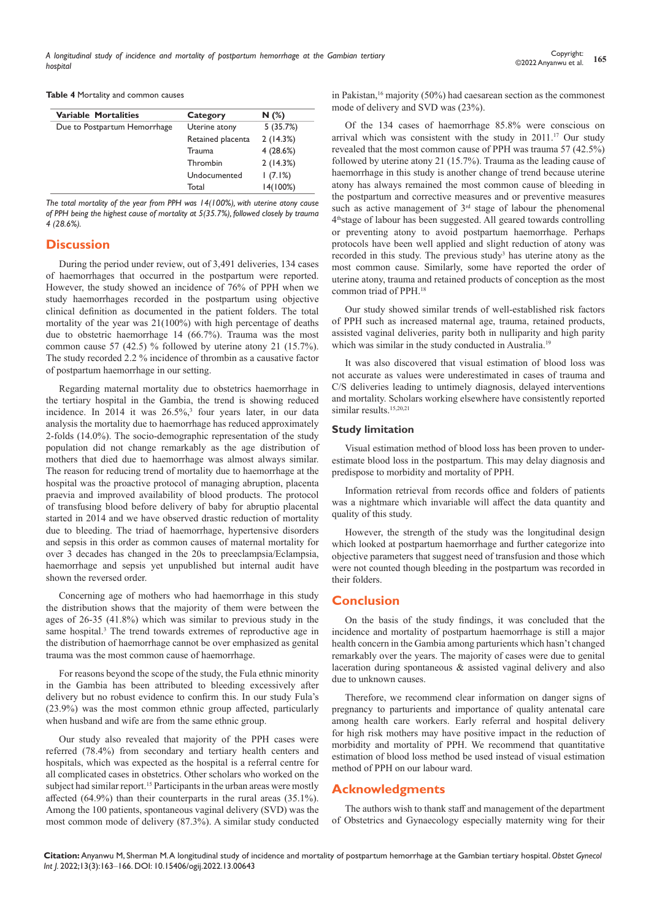**Table 4** Mortality and common causes

| Variable Mortalities | Category | N (%) |
|---|---|---|
| Due to Postpartum Hemorrhage | Uterine atony | 5 (35.7%) |
| | Retained placenta | 2 (14.3%) |
| | Trauma | 4 (28.6%) |
| | Thrombin | 2 (14.3%) |
| | Undocumented | 1 (7.1%) |
| | Total | 14(100%) |

*The total mortality of the year from PPH was 14(100%), with uterine atony cause of PPH being the highest cause of mortality at 5(35.7%), followed closely by trauma 4 (28.6%).*

## Discussion

During the period under review, out of 3,491 deliveries, 134 cases of haemorrhages that occurred in the postpartum were reported. However, the study showed an incidence of 76% of PPH when we study haemorrhages recorded in the postpartum using objective clinical definition as documented in the patient folders. The total mortality of the year was 21(100%) with high percentage of deaths due to obstetric haemorrhage 14 (66.7%). Trauma was the most common cause 57 (42.5) % followed by uterine atony 21 (15.7%). The study recorded 2.2 % incidence of thrombin as a causative factor of postpartum haemorrhage in our setting.

Regarding maternal mortality due to obstetrics haemorrhage in the tertiary hospital in the Gambia, the trend is showing reduced incidence. In 2014 it was 26.5%,[3] four years later, in our data analysis the mortality due to haemorrhage has reduced approximately 2-folds (14.0%). The socio-demographic representation of the study population did not change remarkably as the age distribution of mothers that died due to haemorrhage was almost always similar. The reason for reducing trend of mortality due to haemorrhage at the hospital was the proactive protocol of managing abruption, placenta praevia and improved availability of blood products. The protocol of transfusing blood before delivery of baby for abruptio placental started in 2014 and we have observed drastic reduction of mortality due to bleeding. The triad of haemorrhage, hypertensive disorders and sepsis in this order as common causes of maternal mortality for over 3 decades has changed in the 20s to preeclampsia/Eclampsia, haemorrhage and sepsis yet unpublished but internal audit have shown the reversed order.

Concerning age of mothers who had haemorrhage in this study the distribution shows that the majority of them were between the ages of 26-35 (41.8%) which was similar to previous study in the same hospital.[3] The trend towards extremes of reproductive age in the distribution of haemorrhage cannot be over emphasized as genital trauma was the most common cause of haemorrhage.

For reasons beyond the scope of the study, the Fula ethnic minority in the Gambia has been attributed to bleeding excessively after delivery but no robust evidence to confirm this. In our study Fula's (23.9%) was the most common ethnic group affected, particularly when husband and wife are from the same ethnic group.

Our study also revealed that majority of the PPH cases were referred (78.4%) from secondary and tertiary health centers and hospitals, which was expected as the hospital is a referral centre for all complicated cases in obstetrics. Other scholars who worked on the subject had similar report.[15] Participants in the urban areas were mostly affected (64.9%) than their counterparts in the rural areas (35.1%). Among the 100 patients, spontaneous vaginal delivery (SVD) was the most common mode of delivery (87.3%). A similar study conducted in Pakistan,[16] majority (50%) had caesarean section as the commonest mode of delivery and SVD was (23%).

Of the 134 cases of haemorrhage 85.8% were conscious on arrival which was consistent with the study in 2011.[17] Our study revealed that the most common cause of PPH was trauma 57 (42.5%) followed by uterine atony 21 (15.7%). Trauma as the leading cause of haemorrhage in this study is another change of trend because uterine atony has always remained the most common cause of bleeding in the postpartum and corrective measures and or preventive measures such as active management of 3rd stage of labour the phenomenal 4th stage of labour has been suggested. All geared towards controlling or preventing atony to avoid postpartum haemorrhage. Perhaps protocols have been well applied and slight reduction of atony was recorded in this study. The previous study[3] has uterine atony as the most common cause. Similarly, some have reported the order of uterine atony, trauma and retained products of conception as the most common triad of PPH.[18]

Our study showed similar trends of well-established risk factors of PPH such as increased maternal age, trauma, retained products, assisted vaginal deliveries, parity both in nulliparity and high parity which was similar in the study conducted in Australia.[19]

It was also discovered that visual estimation of blood loss was not accurate as values were underestimated in cases of trauma and C/S deliveries leading to untimely diagnosis, delayed interventions and mortality. Scholars working elsewhere have consistently reported similar results.[15,20,21]

### Study limitation

Visual estimation method of blood loss has been proven to under-estimate blood loss in the postpartum. This may delay diagnosis and predispose to morbidity and mortality of PPH.

Information retrieval from records office and folders of patients was a nightmare which invariable will affect the data quantity and quality of this study.

However, the strength of the study was the longitudinal design which looked at postpartum haemorrhage and further categorize into objective parameters that suggest need of transfusion and those which were not counted though bleeding in the postpartum was recorded in their folders.

## Conclusion

On the basis of the study findings, it was concluded that the incidence and mortality of postpartum haemorrhage is still a major health concern in the Gambia among parturients which hasn't changed remarkably over the years. The majority of cases were due to genital laceration during spontaneous & assisted vaginal delivery and also due to unknown causes.

Therefore, we recommend clear information on danger signs of pregnancy to parturients and importance of quality antenatal care among health care workers. Early referral and hospital delivery for high risk mothers may have positive impact in the reduction of morbidity and mortality of PPH. We recommend that quantitative estimation of blood loss method be used instead of visual estimation method of PPH on our labour ward.

## Acknowledgments

The authors wish to thank staff and management of the department of Obstetrics and Gynaecology especially maternity wing for their

**Citation:** Anyanwu M, Sherman M. A longitudinal study of incidence and mortality of postpartum hemorrhage at the Gambian tertiary hospital. *Obstet Gynecol Int J.* 2022;13(3):163‒166. DOI: 10.15406/ogij.2022.13.00643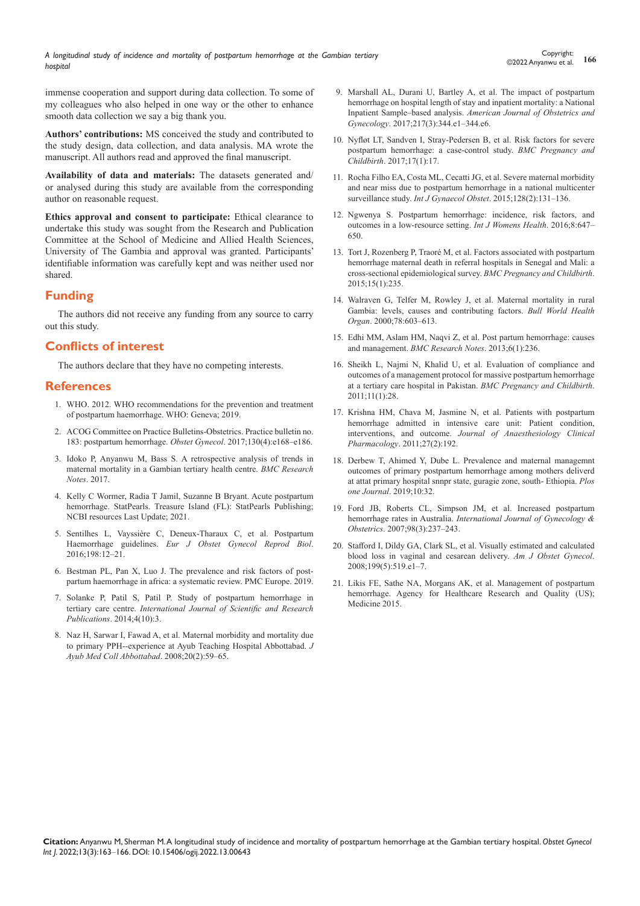immense cooperation and support during data collection. To some of my colleagues who also helped in one way or the other to enhance smooth data collection we say a big thank you.

**Authors' contributions:** MS conceived the study and contributed to the study design, data collection, and data analysis. MA wrote the manuscript. All authors read and approved the final manuscript.

**Availability of data and materials:** The datasets generated and/or analysed during this study are available from the corresponding author on reasonable request.

**Ethics approval and consent to participate:** Ethical clearance to undertake this study was sought from the Research and Publication Committee at the School of Medicine and Allied Health Sciences, University of The Gambia and approval was granted. Participants' identifiable information was carefully kept and was neither used nor shared.

## Funding

The authors did not receive any funding from any source to carry out this study.

## Conflicts of interest

The authors declare that they have no competing interests.

## References

1. WHO. 2012. WHO recommendations for the prevention and treatment of postpartum haemorrhage. WHO: Geneva; 2019.
2. ACOG Committee on Practice Bulletins-Obstetrics. Practice bulletin no. 183: postpartum hemorrhage. *Obstet Gynecol*. 2017;130(4):e168–e186.
3. Idoko P, Anyanwu M, Bass S. A retrospective analysis of trends in maternal mortality in a Gambian tertiary health centre. *BMC Research Notes*. 2017.
4. Kelly C Wormer, Radia T Jamil, Suzanne B Bryant. Acute postpartum hemorrhage. StatPearls. Treasure Island (FL): StatPearls Publishing; NCBI resources Last Update; 2021.
5. Sentilhes L, Vayssière C, Deneux-Tharaux C, et al. Postpartum Haemorrhage guidelines. *Eur J Obstet Gynecol Reprod Biol*. 2016;198:12–21.
6. Bestman PL, Pan X, Luo J. The prevalence and risk factors of post-partum haemorrhage in africa: a systematic review. PMC Europe. 2019.
7. Solanke P, Patil S, Patil P. Study of postpartum hemorrhage in tertiary care centre. *International Journal of Scientific and Research Publications*. 2014;4(10):3.
8. Naz H, Sarwar I, Fawad A, et al. Maternal morbidity and mortality due to primary PPH--experience at Ayub Teaching Hospital Abbottabad. *J Ayub Med Coll Abbottabad*. 2008;20(2):59–65.
9. Marshall AL, Durani U, Bartley A, et al. The impact of postpartum hemorrhage on hospital length of stay and inpatient mortality: a National Inpatient Sample–based analysis. *American Journal of Obstetrics and Gynecology*. 2017;217(3):344.e1–344.e6.
10. Nyfløt LT, Sandven I, Stray-Pedersen B, et al. Risk factors for severe postpartum hemorrhage: a case-control study. *BMC Pregnancy and Childbirth*. 2017;17(1):17.
11. Rocha Filho EA, Costa ML, Cecatti JG, et al. Severe maternal morbidity and near miss due to postpartum hemorrhage in a national multicenter surveillance study. *Int J Gynaecol Obstet*. 2015;128(2):131–136.
12. Ngwenya S. Postpartum hemorrhage: incidence, risk factors, and outcomes in a low-resource setting. *Int J Womens Health*. 2016;8:647–650.
13. Tort J, Rozenberg P, Traoré M, et al. Factors associated with postpartum hemorrhage maternal death in referral hospitals in Senegal and Mali: a cross-sectional epidemiological survey. *BMC Pregnancy and Childbirth*. 2015;15(1):235.
14. Walraven G, Telfer M, Rowley J, et al. Maternal mortality in rural Gambia: levels, causes and contributing factors. *Bull World Health Organ*. 2000;78:603–613.
15. Edhi MM, Aslam HM, Naqvi Z, et al. Post partum hemorrhage: causes and management. *BMC Research Notes*. 2013;6(1):236.
16. Sheikh L, Najmi N, Khalid U, et al. Evaluation of compliance and outcomes of a management protocol for massive postpartum hemorrhage at a tertiary care hospital in Pakistan. *BMC Pregnancy and Childbirth*. 2011;11(1):28.
17. Krishna HM, Chava M, Jasmine N, et al. Patients with postpartum hemorrhage admitted in intensive care unit: Patient condition, interventions, and outcome. *Journal of Anaesthesiology Clinical Pharmacology*. 2011;27(2):192.
18. Derbew T, Ahimed Y, Dube L. Prevalence and maternal managemnt outcomes of primary postpartum hemorrhage among mothers deliverd at attat primary hospital snnpr state, guragie zone, south- Ethiopia. *Plos one Journal*. 2019;10:32.
19. Ford JB, Roberts CL, Simpson JM, et al. Increased postpartum hemorrhage rates in Australia. *International Journal of Gynecology & Obstetrics*. 2007;98(3):237–243.
20. Stafford I, Dildy GA, Clark SL, et al. Visually estimated and calculated blood loss in vaginal and cesarean delivery. *Am J Obstet Gynecol*. 2008;199(5):519.e1–7.
21. Likis FE, Sathe NA, Morgans AK, et al. Management of postpartum hemorrhage. Agency for Healthcare Research and Quality (US); Medicine 2015.